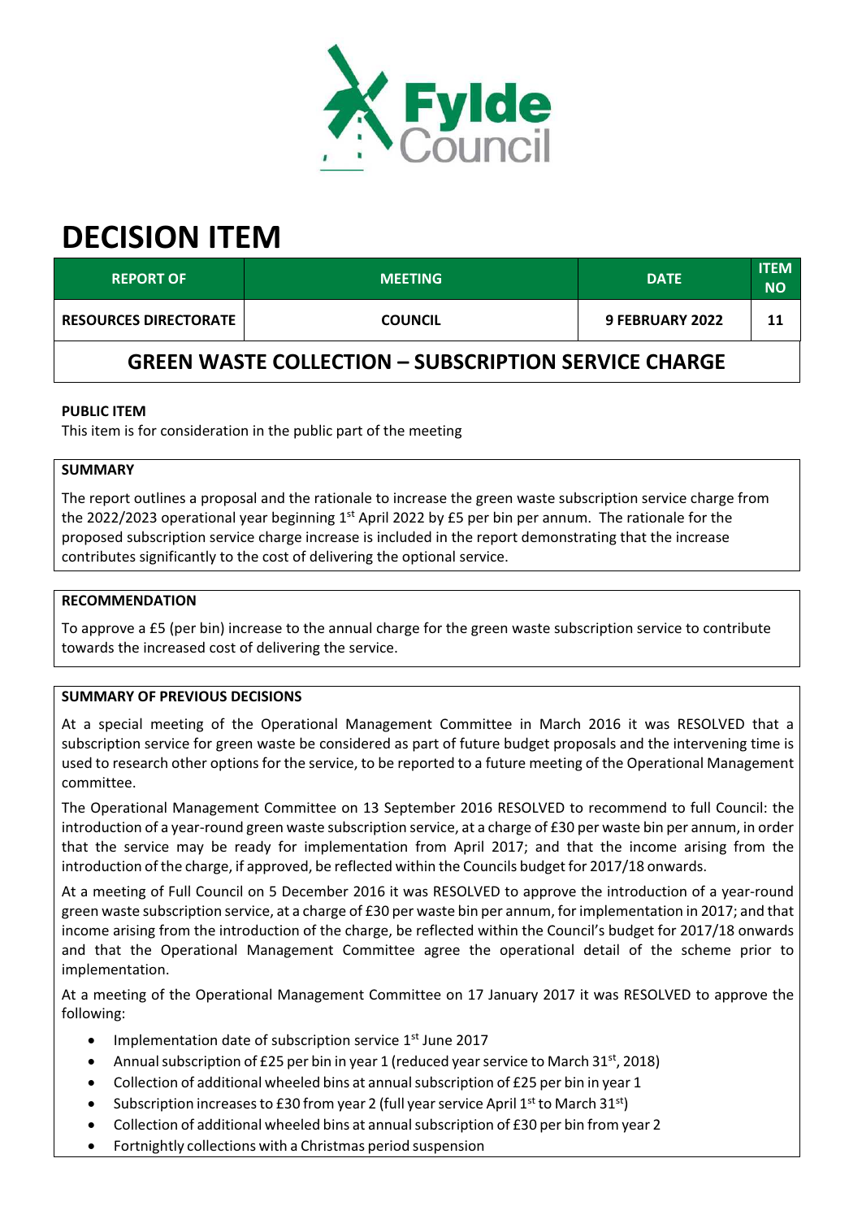# DECISION ITEM

| REPORT OF | MEETING | DATE | ITEM NO |
|---|---|---|---|
| RESOURCES DIRECTORATE | COUNCIL | 9 FEBRUARY 2022 | 11 |

## GREEN WASTE COLLECTION – SUBSCRIPTION SERVICE CHARGE

**PUBLIC ITEM**

This item is for consideration in the public part of the meeting

**SUMMARY**

The report outlines a proposal and the rationale to increase the green waste subscription service charge from the 2022/2023 operational year beginning 1st April 2022 by £5 per bin per annum. The rationale for the proposed subscription service charge increase is included in the report demonstrating that the increase contributes significantly to the cost of delivering the optional service.

**RECOMMENDATION**

To approve a £5 (per bin) increase to the annual charge for the green waste subscription service to contribute towards the increased cost of delivering the service.

**SUMMARY OF PREVIOUS DECISIONS**

At a special meeting of the Operational Management Committee in March 2016 it was RESOLVED that a subscription service for green waste be considered as part of future budget proposals and the intervening time is used to research other options for the service, to be reported to a future meeting of the Operational Management committee.

The Operational Management Committee on 13 September 2016 RESOLVED to recommend to full Council: the introduction of a year-round green waste subscription service, at a charge of £30 per waste bin per annum, in order that the service may be ready for implementation from April 2017; and that the income arising from the introduction of the charge, if approved, be reflected within the Councils budget for 2017/18 onwards.

At a meeting of Full Council on 5 December 2016 it was RESOLVED to approve the introduction of a year-round green waste subscription service, at a charge of £30 per waste bin per annum, for implementation in 2017; and that income arising from the introduction of the charge, be reflected within the Council's budget for 2017/18 onwards and that the Operational Management Committee agree the operational detail of the scheme prior to implementation.

At a meeting of the Operational Management Committee on 17 January 2017 it was RESOLVED to approve the following:

- Implementation date of subscription service 1st June 2017
- Annual subscription of £25 per bin in year 1 (reduced year service to March 31st, 2018)
- Collection of additional wheeled bins at annual subscription of £25 per bin in year 1
- Subscription increases to £30 from year 2 (full year service April 1st to March 31st)
- Collection of additional wheeled bins at annual subscription of £30 per bin from year 2
- Fortnightly collections with a Christmas period suspension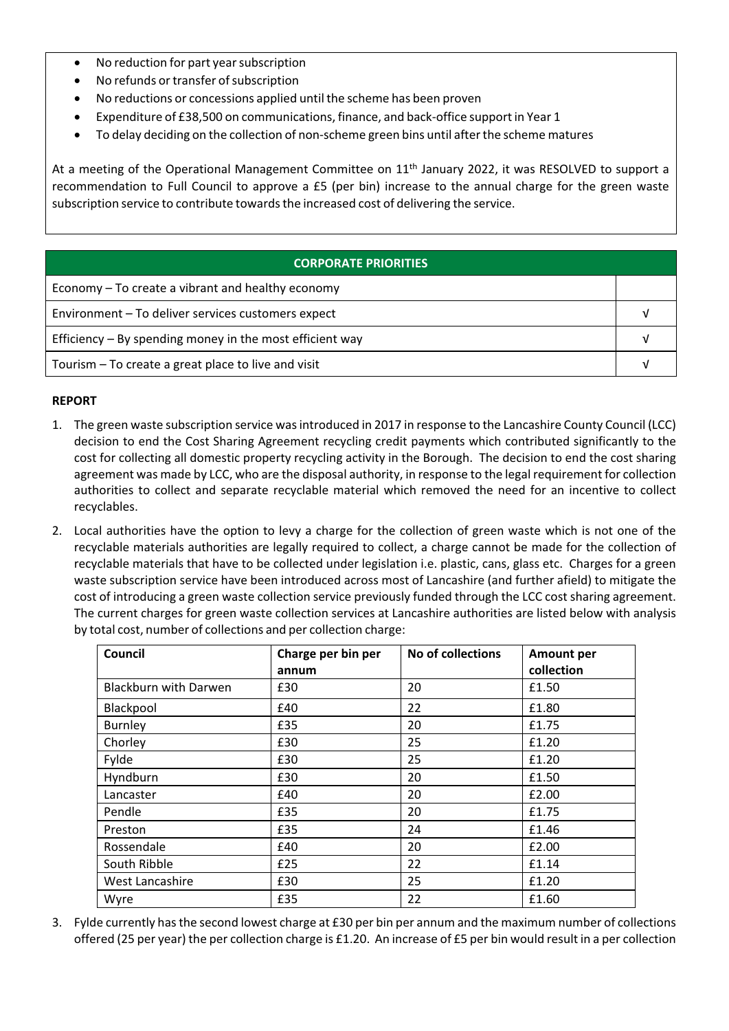- No reduction for part year subscription
- No refunds or transfer of subscription
- No reductions or concessions applied until the scheme has been proven
- Expenditure of £38,500 on communications, finance, and back-office support in Year 1
- To delay deciding on the collection of non-scheme green bins until after the scheme matures

At a meeting of the Operational Management Committee on 11th January 2022, it was RESOLVED to support a recommendation to Full Council to approve a £5 (per bin) increase to the annual charge for the green waste subscription service to contribute towards the increased cost of delivering the service.

| CORPORATE PRIORITIES | |
|---|---|
| Economy – To create a vibrant and healthy economy | |
| Environment – To deliver services customers expect | √ |
| Efficiency – By spending money in the most efficient way | √ |
| Tourism – To create a great place to live and visit | √ |

**REPORT**

1. The green waste subscription service was introduced in 2017 in response to the Lancashire County Council (LCC) decision to end the Cost Sharing Agreement recycling credit payments which contributed significantly to the cost for collecting all domestic property recycling activity in the Borough. The decision to end the cost sharing agreement was made by LCC, who are the disposal authority, in response to the legal requirement for collection authorities to collect and separate recyclable material which removed the need for an incentive to collect recyclables.

2. Local authorities have the option to levy a charge for the collection of green waste which is not one of the recyclable materials authorities are legally required to collect, a charge cannot be made for the collection of recyclable materials that have to be collected under legislation i.e. plastic, cans, glass etc. Charges for a green waste subscription service have been introduced across most of Lancashire (and further afield) to mitigate the cost of introducing a green waste collection service previously funded through the LCC cost sharing agreement. The current charges for green waste collection services at Lancashire authorities are listed below with analysis by total cost, number of collections and per collection charge:

| Council | Charge per bin per annum | No of collections | Amount per collection |
|---|---|---|---|
| Blackburn with Darwen | £30 | 20 | £1.50 |
| Blackpool | £40 | 22 | £1.80 |
| Burnley | £35 | 20 | £1.75 |
| Chorley | £30 | 25 | £1.20 |
| Fylde | £30 | 25 | £1.20 |
| Hyndburn | £30 | 20 | £1.50 |
| Lancaster | £40 | 20 | £2.00 |
| Pendle | £35 | 20 | £1.75 |
| Preston | £35 | 24 | £1.46 |
| Rossendale | £40 | 20 | £2.00 |
| South Ribble | £25 | 22 | £1.14 |
| West Lancashire | £30 | 25 | £1.20 |
| Wyre | £35 | 22 | £1.60 |

3. Fylde currently has the second lowest charge at £30 per bin per annum and the maximum number of collections offered (25 per year) the per collection charge is £1.20. An increase of £5 per bin would result in a per collection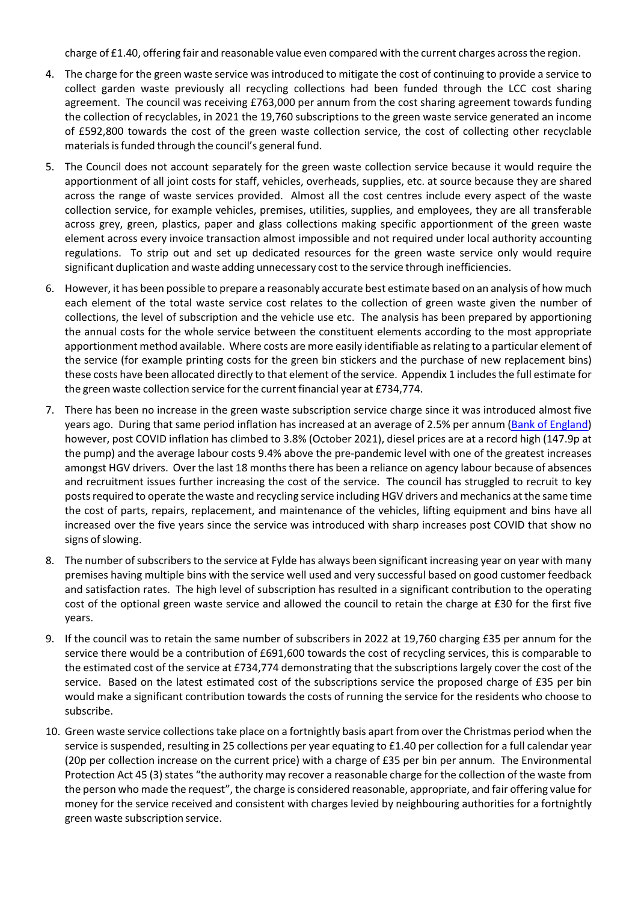charge of £1.40, offering fair and reasonable value even compared with the current charges across the region.

4. The charge for the green waste service was introduced to mitigate the cost of continuing to provide a service to collect garden waste previously all recycling collections had been funded through the LCC cost sharing agreement. The council was receiving £763,000 per annum from the cost sharing agreement towards funding the collection of recyclables, in 2021 the 19,760 subscriptions to the green waste service generated an income of £592,800 towards the cost of the green waste collection service, the cost of collecting other recyclable materials is funded through the council's general fund.

5. The Council does not account separately for the green waste collection service because it would require the apportionment of all joint costs for staff, vehicles, overheads, supplies, etc. at source because they are shared across the range of waste services provided. Almost all the cost centres include every aspect of the waste collection service, for example vehicles, premises, utilities, supplies, and employees, they are all transferable across grey, green, plastics, paper and glass collections making specific apportionment of the green waste element across every invoice transaction almost impossible and not required under local authority accounting regulations. To strip out and set up dedicated resources for the green waste service only would require significant duplication and waste adding unnecessary cost to the service through inefficiencies.

6. However, it has been possible to prepare a reasonably accurate best estimate based on an analysis of how much each element of the total waste service cost relates to the collection of green waste given the number of collections, the level of subscription and the vehicle use etc. The analysis has been prepared by apportioning the annual costs for the whole service between the constituent elements according to the most appropriate apportionment method available. Where costs are more easily identifiable as relating to a particular element of the service (for example printing costs for the green bin stickers and the purchase of new replacement bins) these costs have been allocated directly to that element of the service. Appendix 1 includes the full estimate for the green waste collection service for the current financial year at £734,774.

7. There has been no increase in the green waste subscription service charge since it was introduced almost five years ago. During that same period inflation has increased at an average of 2.5% per annum (Bank of England) however, post COVID inflation has climbed to 3.8% (October 2021), diesel prices are at a record high (147.9p at the pump) and the average labour costs 9.4% above the pre-pandemic level with one of the greatest increases amongst HGV drivers. Over the last 18 months there has been a reliance on agency labour because of absences and recruitment issues further increasing the cost of the service. The council has struggled to recruit to key posts required to operate the waste and recycling service including HGV drivers and mechanics at the same time the cost of parts, repairs, replacement, and maintenance of the vehicles, lifting equipment and bins have all increased over the five years since the service was introduced with sharp increases post COVID that show no signs of slowing.

8. The number of subscribers to the service at Fylde has always been significant increasing year on year with many premises having multiple bins with the service well used and very successful based on good customer feedback and satisfaction rates. The high level of subscription has resulted in a significant contribution to the operating cost of the optional green waste service and allowed the council to retain the charge at £30 for the first five years.

9. If the council was to retain the same number of subscribers in 2022 at 19,760 charging £35 per annum for the service there would be a contribution of £691,600 towards the cost of recycling services, this is comparable to the estimated cost of the service at £734,774 demonstrating that the subscriptions largely cover the cost of the service. Based on the latest estimated cost of the subscriptions service the proposed charge of £35 per bin would make a significant contribution towards the costs of running the service for the residents who choose to subscribe.

10. Green waste service collections take place on a fortnightly basis apart from over the Christmas period when the service is suspended, resulting in 25 collections per year equating to £1.40 per collection for a full calendar year (20p per collection increase on the current price) with a charge of £35 per bin per annum. The Environmental Protection Act 45 (3) states "the authority may recover a reasonable charge for the collection of the waste from the person who made the request", the charge is considered reasonable, appropriate, and fair offering value for money for the service received and consistent with charges levied by neighbouring authorities for a fortnightly green waste subscription service.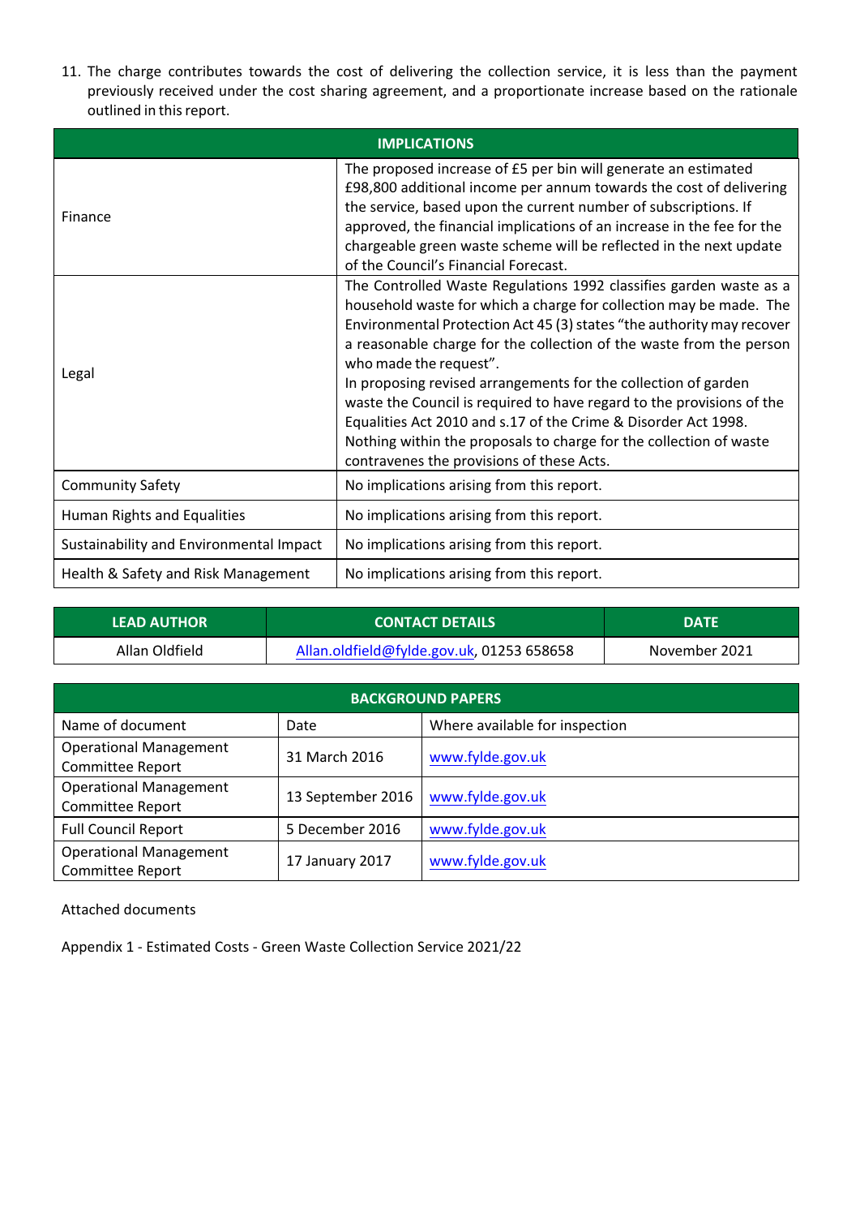11. The charge contributes towards the cost of delivering the collection service, it is less than the payment previously received under the cost sharing agreement, and a proportionate increase based on the rationale outlined in this report.

| IMPLICATIONS | |
|---|---|
| Finance | The proposed increase of £5 per bin will generate an estimated £98,800 additional income per annum towards the cost of delivering the service, based upon the current number of subscriptions. If approved, the financial implications of an increase in the fee for the chargeable green waste scheme will be reflected in the next update of the Council's Financial Forecast. |
| Legal | The Controlled Waste Regulations 1992 classifies garden waste as a household waste for which a charge for collection may be made. The Environmental Protection Act 45 (3) states "the authority may recover a reasonable charge for the collection of the waste from the person who made the request".<br>In proposing revised arrangements for the collection of garden waste the Council is required to have regard to the provisions of the Equalities Act 2010 and s.17 of the Crime & Disorder Act 1998. Nothing within the proposals to charge for the collection of waste contravenes the provisions of these Acts. |
| Community Safety | No implications arising from this report. |
| Human Rights and Equalities | No implications arising from this report. |
| Sustainability and Environmental Impact | No implications arising from this report. |
| Health & Safety and Risk Management | No implications arising from this report. |

| LEAD AUTHOR | CONTACT DETAILS | DATE |
|---|---|---|
| Allan Oldfield | Allan.oldfield@fylde.gov.uk, 01253 658658 | November 2021 |

| BACKGROUND PAPERS | | |
|---|---|---|
| Name of document | Date | Where available for inspection |
| Operational Management Committee Report | 31 March 2016 | www.fylde.gov.uk |
| Operational Management Committee Report | 13 September 2016 | www.fylde.gov.uk |
| Full Council Report | 5 December 2016 | www.fylde.gov.uk |
| Operational Management Committee Report | 17 January 2017 | www.fylde.gov.uk |

Attached documents

Appendix 1 - Estimated Costs - Green Waste Collection Service 2021/22